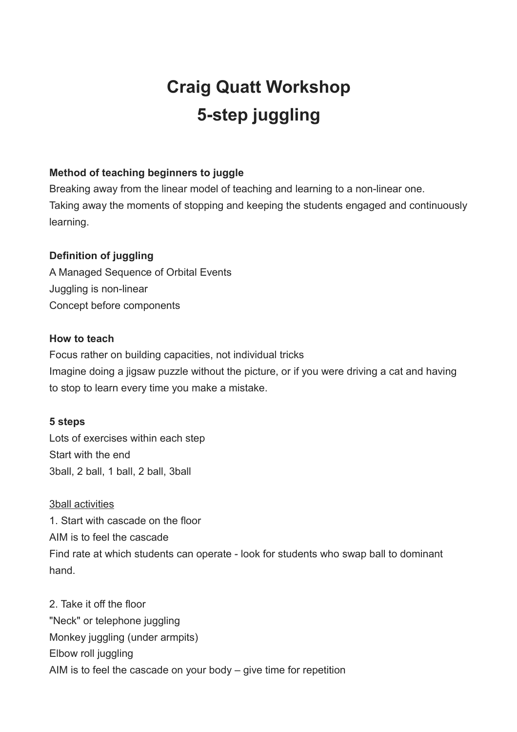# Craig Quatt Workshop
# 5-step juggling

**Method of teaching beginners to juggle**

Breaking away from the linear model of teaching and learning to a non-linear one.
Taking away the moments of stopping and keeping the students engaged and continuously learning.

**Definition of juggling**

A Managed Sequence of Orbital Events
Juggling is non-linear
Concept before components

**How to teach**

Focus rather on building capacities, not individual tricks
Imagine doing a jigsaw puzzle without the picture, or if you were driving a cat and having to stop to learn every time you make a mistake.

**5 steps**

Lots of exercises within each step
Start with the end
3ball, 2 ball, 1 ball, 2 ball, 3ball

<u>3ball activities</u>

1. Start with cascade on the floor
AIM is to feel the cascade
Find rate at which students can operate - look for students who swap ball to dominant hand.

2. Take it off the floor
"Neck" or telephone juggling
Monkey juggling (under armpits)
Elbow roll juggling
AIM is to feel the cascade on your body – give time for repetition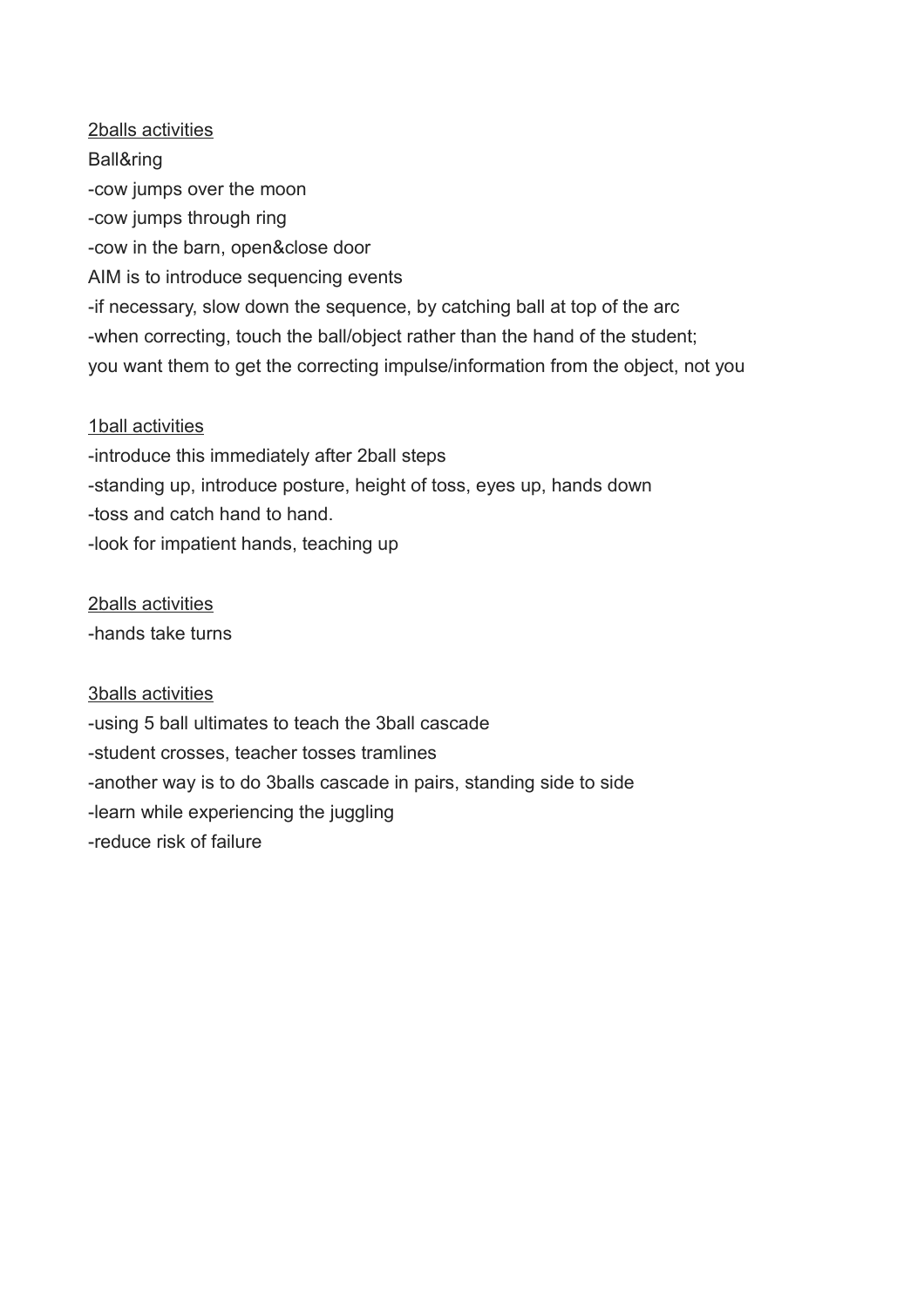<u>2balls activities</u>

Ball&ring

-cow jumps over the moon

-cow jumps through ring

-cow in the barn, open&close door

AIM is to introduce sequencing events

-if necessary, slow down the sequence, by catching ball at top of the arc

-when correcting, touch the ball/object rather than the hand of the student; you want them to get the correcting impulse/information from the object, not you

<u>1ball activities</u>

-introduce this immediately after 2ball steps

-standing up, introduce posture, height of toss, eyes up, hands down

-toss and catch hand to hand.

-look for impatient hands, teaching up

<u>2balls activities</u>

-hands take turns

<u>3balls activities</u>

-using 5 ball ultimates to teach the 3ball cascade

-student crosses, teacher tosses tramlines

-another way is to do 3balls cascade in pairs, standing side to side

-learn while experiencing the juggling

-reduce risk of failure